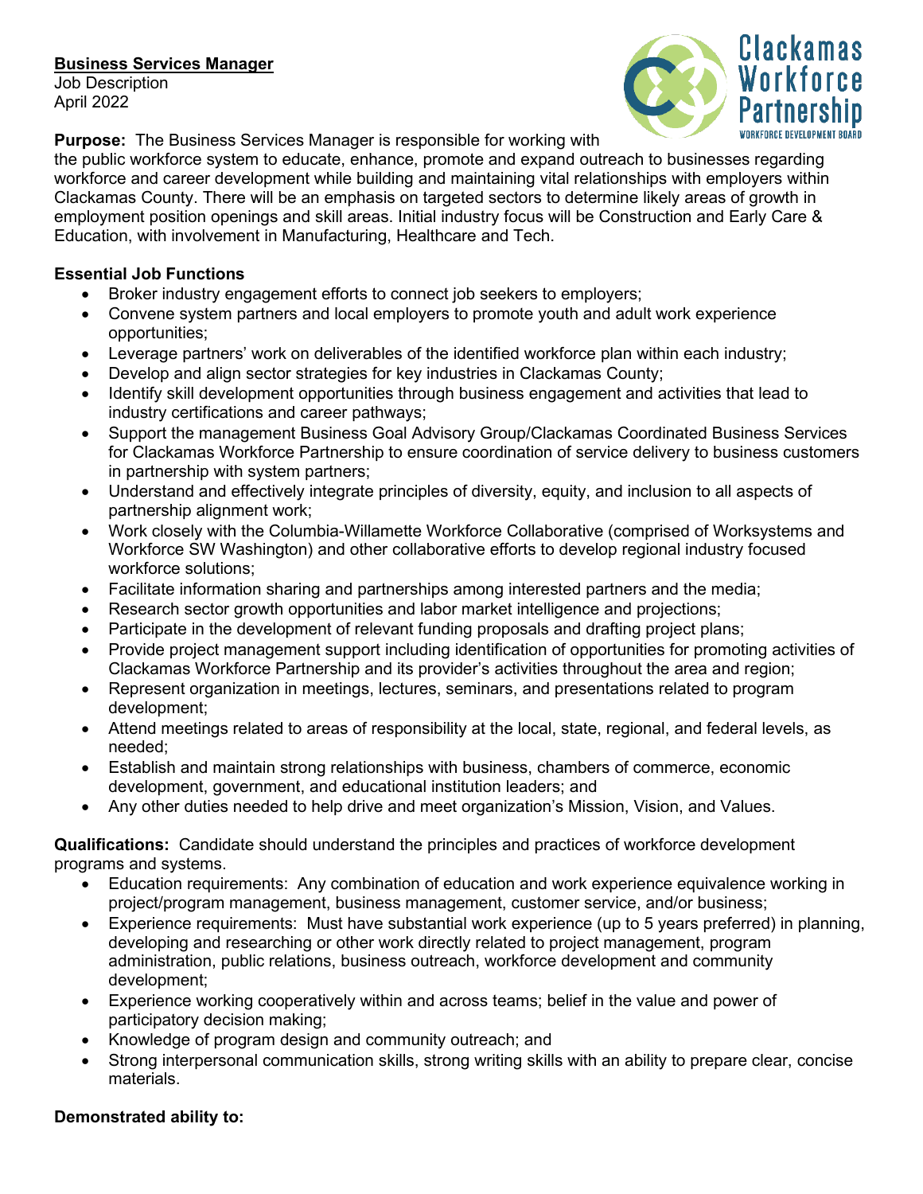**Business Services Manager**
Job Description
April 2022

**Purpose:** The Business Services Manager is responsible for working with the public workforce system to educate, enhance, promote and expand outreach to businesses regarding workforce and career development while building and maintaining vital relationships with employers within Clackamas County. There will be an emphasis on targeted sectors to determine likely areas of growth in employment position openings and skill areas. Initial industry focus will be Construction and Early Care & Education, with involvement in Manufacturing, Healthcare and Tech.

**Essential Job Functions**

- Broker industry engagement efforts to connect job seekers to employers;
- Convene system partners and local employers to promote youth and adult work experience opportunities;
- Leverage partners' work on deliverables of the identified workforce plan within each industry;
- Develop and align sector strategies for key industries in Clackamas County;
- Identify skill development opportunities through business engagement and activities that lead to industry certifications and career pathways;
- Support the management Business Goal Advisory Group/Clackamas Coordinated Business Services for Clackamas Workforce Partnership to ensure coordination of service delivery to business customers in partnership with system partners;
- Understand and effectively integrate principles of diversity, equity, and inclusion to all aspects of partnership alignment work;
- Work closely with the Columbia-Willamette Workforce Collaborative (comprised of Worksystems and Workforce SW Washington) and other collaborative efforts to develop regional industry focused workforce solutions;
- Facilitate information sharing and partnerships among interested partners and the media;
- Research sector growth opportunities and labor market intelligence and projections;
- Participate in the development of relevant funding proposals and drafting project plans;
- Provide project management support including identification of opportunities for promoting activities of Clackamas Workforce Partnership and its provider's activities throughout the area and region;
- Represent organization in meetings, lectures, seminars, and presentations related to program development;
- Attend meetings related to areas of responsibility at the local, state, regional, and federal levels, as needed;
- Establish and maintain strong relationships with business, chambers of commerce, economic development, government, and educational institution leaders; and
- Any other duties needed to help drive and meet organization's Mission, Vision, and Values.

**Qualifications:** Candidate should understand the principles and practices of workforce development programs and systems.

- Education requirements: Any combination of education and work experience equivalence working in project/program management, business management, customer service, and/or business;
- Experience requirements: Must have substantial work experience (up to 5 years preferred) in planning, developing and researching or other work directly related to project management, program administration, public relations, business outreach, workforce development and community development;
- Experience working cooperatively within and across teams; belief in the value and power of participatory decision making;
- Knowledge of program design and community outreach; and
- Strong interpersonal communication skills, strong writing skills with an ability to prepare clear, concise materials.

**Demonstrated ability to:**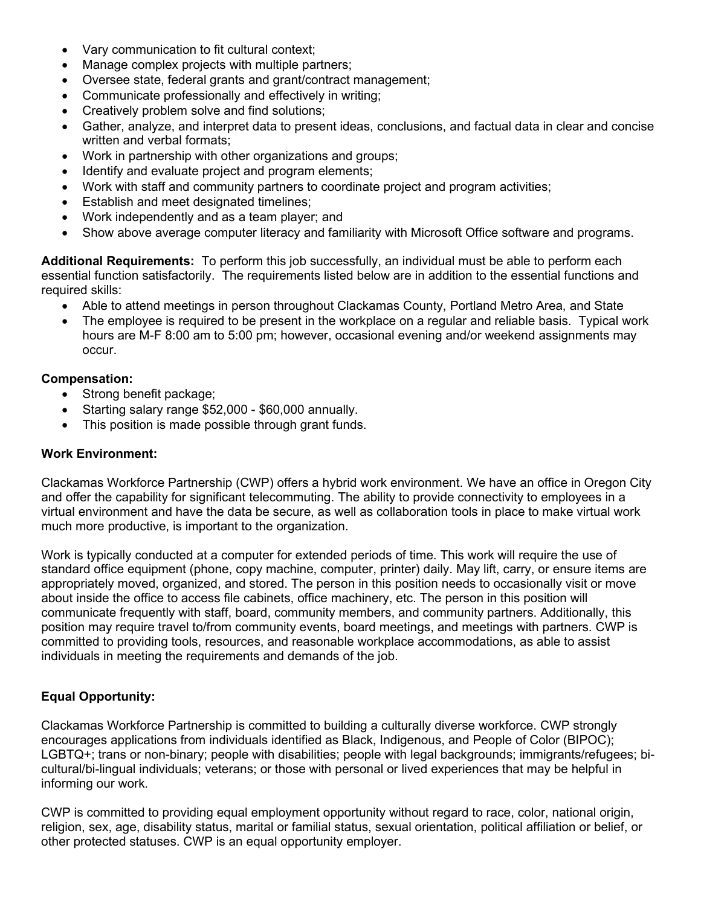- Vary communication to fit cultural context;
- Manage complex projects with multiple partners;
- Oversee state, federal grants and grant/contract management;
- Communicate professionally and effectively in writing;
- Creatively problem solve and find solutions;
- Gather, analyze, and interpret data to present ideas, conclusions, and factual data in clear and concise written and verbal formats;
- Work in partnership with other organizations and groups;
- Identify and evaluate project and program elements;
- Work with staff and community partners to coordinate project and program activities;
- Establish and meet designated timelines;
- Work independently and as a team player; and
- Show above average computer literacy and familiarity with Microsoft Office software and programs.

**Additional Requirements:** To perform this job successfully, an individual must be able to perform each essential function satisfactorily. The requirements listed below are in addition to the essential functions and required skills:

- Able to attend meetings in person throughout Clackamas County, Portland Metro Area, and State
- The employee is required to be present in the workplace on a regular and reliable basis. Typical work hours are M-F 8:00 am to 5:00 pm; however, occasional evening and/or weekend assignments may occur.

**Compensation:**

- Strong benefit package;
- Starting salary range $52,000 - $60,000 annually.
- This position is made possible through grant funds.

**Work Environment:**

Clackamas Workforce Partnership (CWP) offers a hybrid work environment. We have an office in Oregon City and offer the capability for significant telecommuting. The ability to provide connectivity to employees in a virtual environment and have the data be secure, as well as collaboration tools in place to make virtual work much more productive, is important to the organization.

Work is typically conducted at a computer for extended periods of time. This work will require the use of standard office equipment (phone, copy machine, computer, printer) daily. May lift, carry, or ensure items are appropriately moved, organized, and stored. The person in this position needs to occasionally visit or move about inside the office to access file cabinets, office machinery, etc. The person in this position will communicate frequently with staff, board, community members, and community partners. Additionally, this position may require travel to/from community events, board meetings, and meetings with partners. CWP is committed to providing tools, resources, and reasonable workplace accommodations, as able to assist individuals in meeting the requirements and demands of the job.

**Equal Opportunity:**

Clackamas Workforce Partnership is committed to building a culturally diverse workforce. CWP strongly encourages applications from individuals identified as Black, Indigenous, and People of Color (BIPOC); LGBTQ+; trans or non-binary; people with disabilities; people with legal backgrounds; immigrants/refugees; bi-cultural/bi-lingual individuals; veterans; or those with personal or lived experiences that may be helpful in informing our work.

CWP is committed to providing equal employment opportunity without regard to race, color, national origin, religion, sex, age, disability status, marital or familial status, sexual orientation, political affiliation or belief, or other protected statuses. CWP is an equal opportunity employer.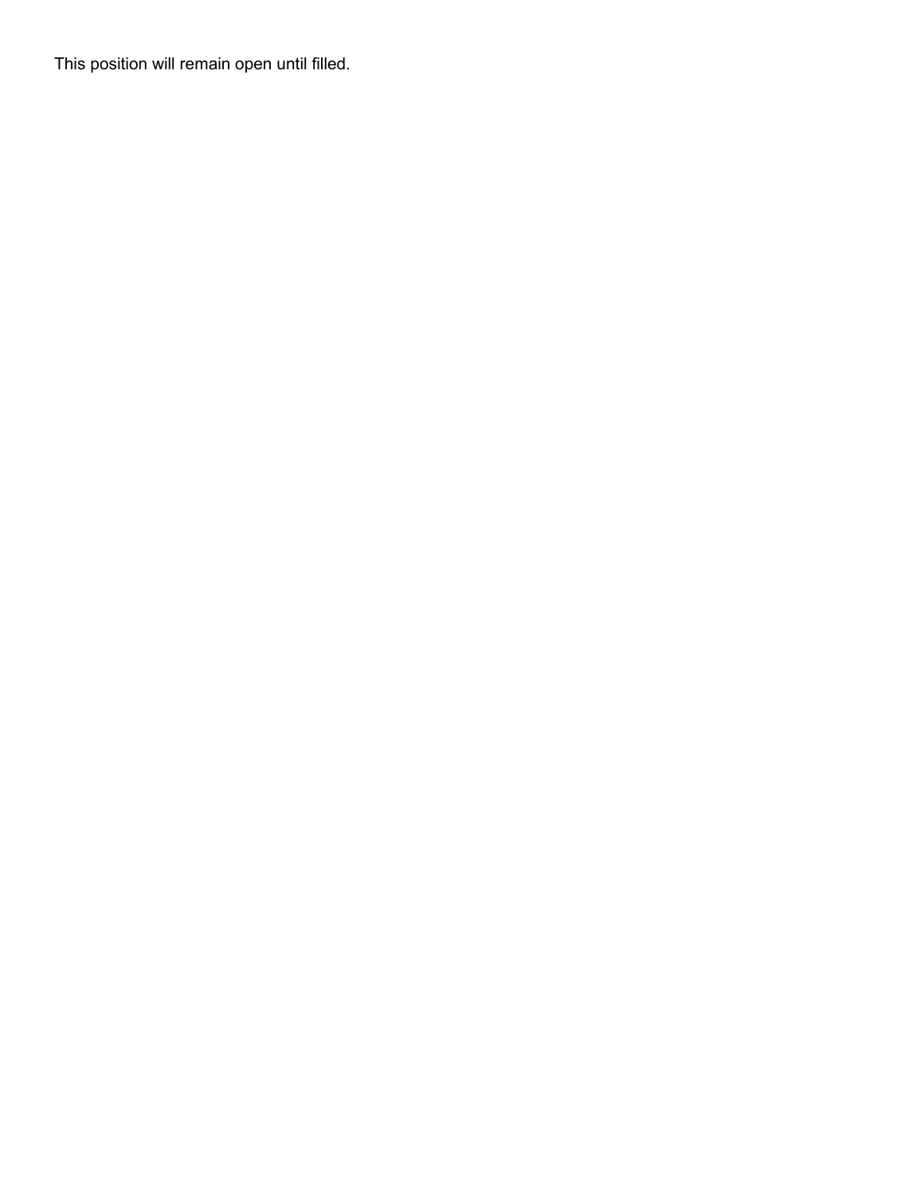This position will remain open until filled.